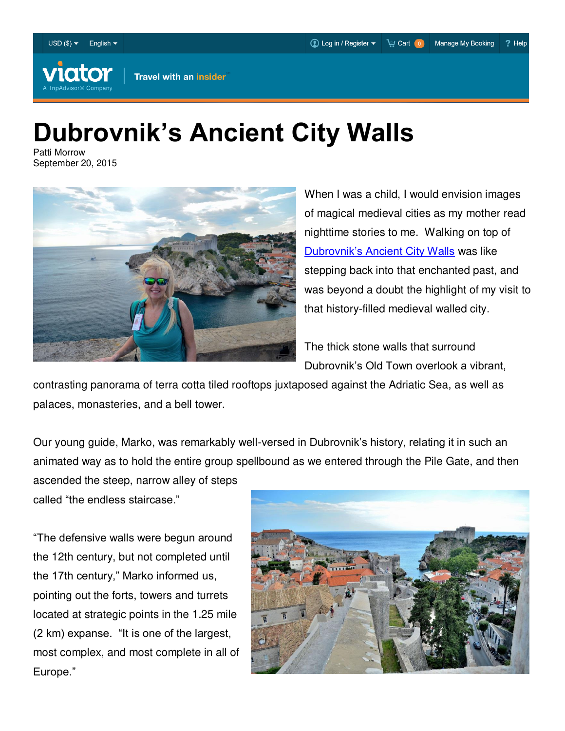# Dubrovnik's Ancient City Walls

Patti Morrow
September 20, 2015

When I was a child, I would envision images of magical medieval cities as my mother read nighttime stories to me. Walking on top of Dubrovnik's Ancient City Walls was like stepping back into that enchanted past, and was beyond a doubt the highlight of my visit to that history-filled medieval walled city.

The thick stone walls that surround Dubrovnik's Old Town overlook a vibrant, contrasting panorama of terra cotta tiled rooftops juxtaposed against the Adriatic Sea, as well as palaces, monasteries, and a bell tower.

Our young guide, Marko, was remarkably well-versed in Dubrovnik's history, relating it in such an animated way as to hold the entire group spellbound as we entered through the Pile Gate, and then ascended the steep, narrow alley of steps called "the endless staircase."

"The defensive walls were begun around the 12th century, but not completed until the 17th century," Marko informed us, pointing out the forts, towers and turrets located at strategic points in the 1.25 mile (2 km) expanse. "It is one of the largest, most complex, and most complete in all of Europe."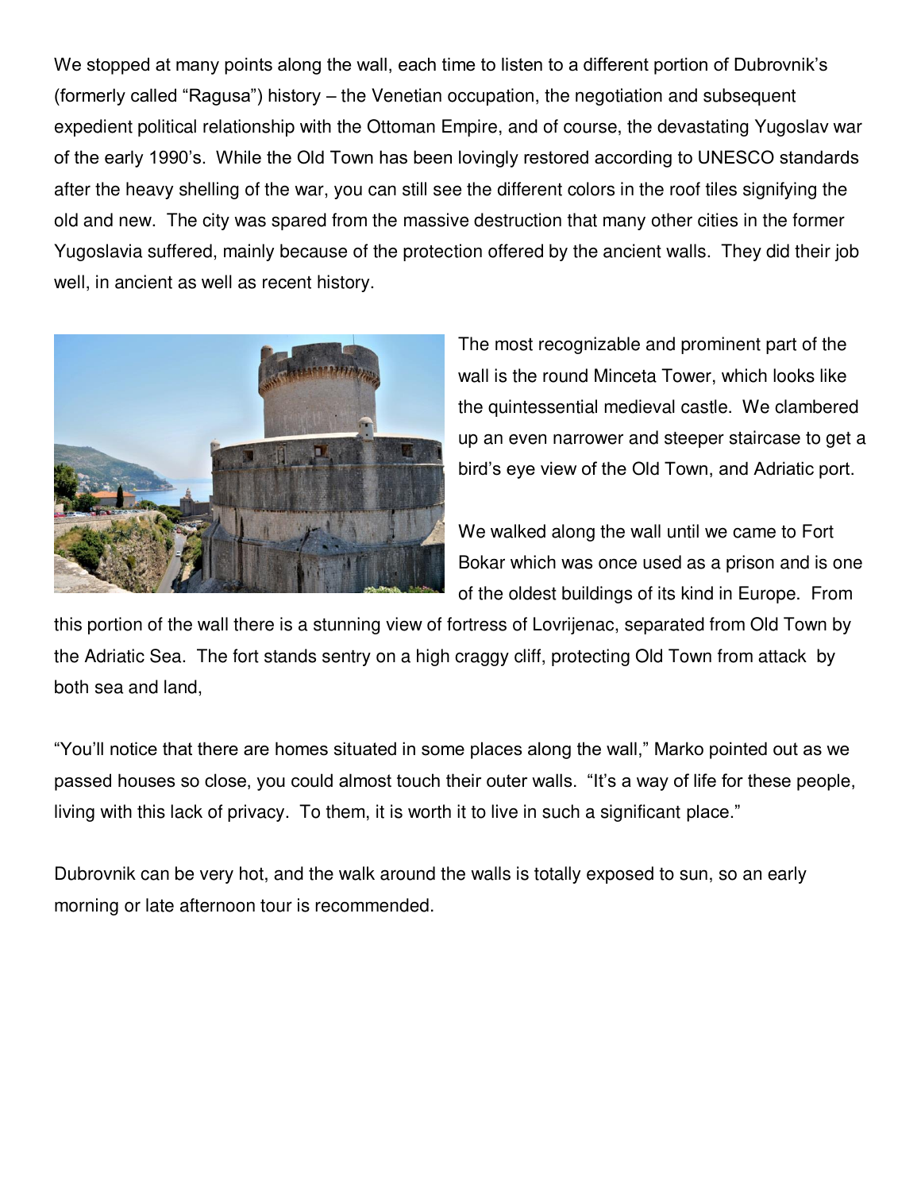We stopped at many points along the wall, each time to listen to a different portion of Dubrovnik's (formerly called "Ragusa") history – the Venetian occupation, the negotiation and subsequent expedient political relationship with the Ottoman Empire, and of course, the devastating Yugoslav war of the early 1990's. While the Old Town has been lovingly restored according to UNESCO standards after the heavy shelling of the war, you can still see the different colors in the roof tiles signifying the old and new. The city was spared from the massive destruction that many other cities in the former Yugoslavia suffered, mainly because of the protection offered by the ancient walls. They did their job well, in ancient as well as recent history.

The most recognizable and prominent part of the wall is the round Minceta Tower, which looks like the quintessential medieval castle. We clambered up an even narrower and steeper staircase to get a bird's eye view of the Old Town, and Adriatic port.

We walked along the wall until we came to Fort Bokar which was once used as a prison and is one of the oldest buildings of its kind in Europe. From this portion of the wall there is a stunning view of fortress of Lovrijenac, separated from Old Town by the Adriatic Sea. The fort stands sentry on a high craggy cliff, protecting Old Town from attack by both sea and land,

"You'll notice that there are homes situated in some places along the wall," Marko pointed out as we passed houses so close, you could almost touch their outer walls. "It's a way of life for these people, living with this lack of privacy. To them, it is worth it to live in such a significant place."

Dubrovnik can be very hot, and the walk around the walls is totally exposed to sun, so an early morning or late afternoon tour is recommended.